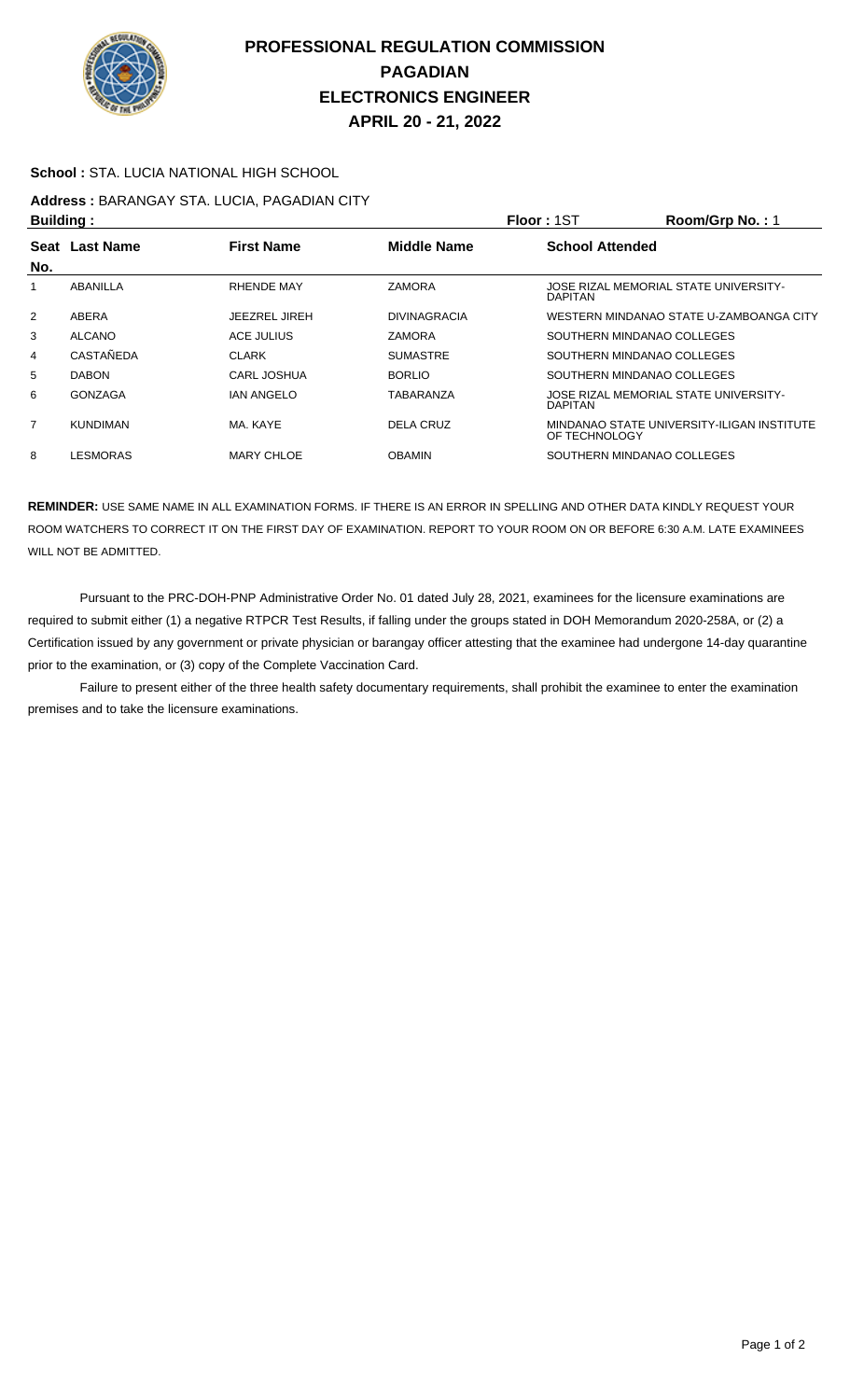# PROFESSIONAL REGULATION COMMISSION
## PAGADIAN
## ELECTRONICS ENGINEER
## APRIL 20 - 21, 2022

**School :** STA. LUCIA NATIONAL HIGH SCHOOL

**Address :** BARANGAY STA. LUCIA, PAGADIAN CITY

**Building :** **Floor :** 1ST **Room/Grp No. :** 1

| Seat No. | Last Name | First Name | Middle Name | School Attended |
|---|---|---|---|---|
| 1 | ABANILLA | RHENDE MAY | ZAMORA | JOSE RIZAL MEMORIAL STATE UNIVERSITY-DAPITAN |
| 2 | ABERA | JEEZREL JIREH | DIVINAGRACIA | WESTERN MINDANAO STATE U-ZAMBOANGA CITY |
| 3 | ALCANO | ACE JULIUS | ZAMORA | SOUTHERN MINDANAO COLLEGES |
| 4 | CASTAÑEDA | CLARK | SUMASTRE | SOUTHERN MINDANAO COLLEGES |
| 5 | DABON | CARL JOSHUA | BORLIO | SOUTHERN MINDANAO COLLEGES |
| 6 | GONZAGA | IAN ANGELO | TABARANZA | JOSE RIZAL MEMORIAL STATE UNIVERSITY-DAPITAN |
| 7 | KUNDIMAN | MA. KAYE | DELA CRUZ | MINDANAO STATE UNIVERSITY-ILIGAN INSTITUTE OF TECHNOLOGY |
| 8 | LESMORAS | MARY CHLOE | OBAMIN | SOUTHERN MINDANAO COLLEGES |

**REMINDER:** USE SAME NAME IN ALL EXAMINATION FORMS. IF THERE IS AN ERROR IN SPELLING AND OTHER DATA KINDLY REQUEST YOUR ROOM WATCHERS TO CORRECT IT ON THE FIRST DAY OF EXAMINATION. REPORT TO YOUR ROOM ON OR BEFORE 6:30 A.M. LATE EXAMINEES WILL NOT BE ADMITTED.

Pursuant to the PRC-DOH-PNP Administrative Order No. 01 dated July 28, 2021, examinees for the licensure examinations are required to submit either (1) a negative RTPCR Test Results, if falling under the groups stated in DOH Memorandum 2020-258A, or (2) a Certification issued by any government or private physician or barangay officer attesting that the examinee had undergone 14-day quarantine prior to the examination, or (3) copy of the Complete Vaccination Card.

Failure to present either of the three health safety documentary requirements, shall prohibit the examinee to enter the examination premises and to take the licensure examinations.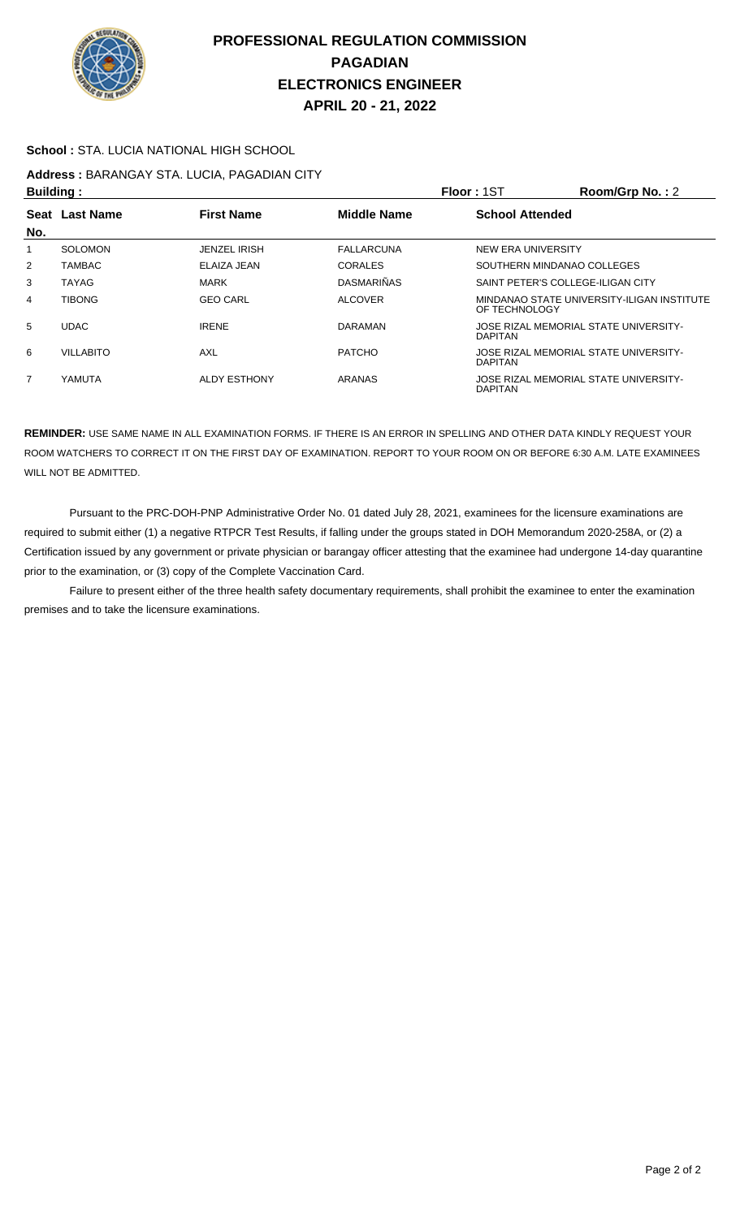# PROFESSIONAL REGULATION COMMISSION
# PAGADIAN
# ELECTRONICS ENGINEER
# APRIL 20 - 21, 2022

**School :** STA. LUCIA NATIONAL HIGH SCHOOL

**Address :** BARANGAY STA. LUCIA, PAGADIAN CITY

**Building :** **Floor :** 1ST **Room/Grp No. :** 2

| Seat No. | Last Name | First Name | Middle Name | School Attended |
|---|---|---|---|---|
| 1 | SOLOMON | JENZEL IRISH | FALLARCUNA | NEW ERA UNIVERSITY |
| 2 | TAMBAC | ELAIZA JEAN | CORALES | SOUTHERN MINDANAO COLLEGES |
| 3 | TAYAG | MARK | DASMARIÑAS | SAINT PETER'S COLLEGE-ILIGAN CITY |
| 4 | TIBONG | GEO CARL | ALCOVER | MINDANAO STATE UNIVERSITY-ILIGAN INSTITUTE OF TECHNOLOGY |
| 5 | UDAC | IRENE | DARAMAN | JOSE RIZAL MEMORIAL STATE UNIVERSITY-DAPITAN |
| 6 | VILLABITO | AXL | PATCHO | JOSE RIZAL MEMORIAL STATE UNIVERSITY-DAPITAN |
| 7 | YAMUTA | ALDY ESTHONY | ARANAS | JOSE RIZAL MEMORIAL STATE UNIVERSITY-DAPITAN |

**REMINDER:** USE SAME NAME IN ALL EXAMINATION FORMS. IF THERE IS AN ERROR IN SPELLING AND OTHER DATA KINDLY REQUEST YOUR ROOM WATCHERS TO CORRECT IT ON THE FIRST DAY OF EXAMINATION. REPORT TO YOUR ROOM ON OR BEFORE 6:30 A.M. LATE EXAMINEES WILL NOT BE ADMITTED.

Pursuant to the PRC-DOH-PNP Administrative Order No. 01 dated July 28, 2021, examinees for the licensure examinations are required to submit either (1) a negative RTPCR Test Results, if falling under the groups stated in DOH Memorandum 2020-258A, or (2) a Certification issued by any government or private physician or barangay officer attesting that the examinee had undergone 14-day quarantine prior to the examination, or (3) copy of the Complete Vaccination Card.

Failure to present either of the three health safety documentary requirements, shall prohibit the examinee to enter the examination premises and to take the licensure examinations.